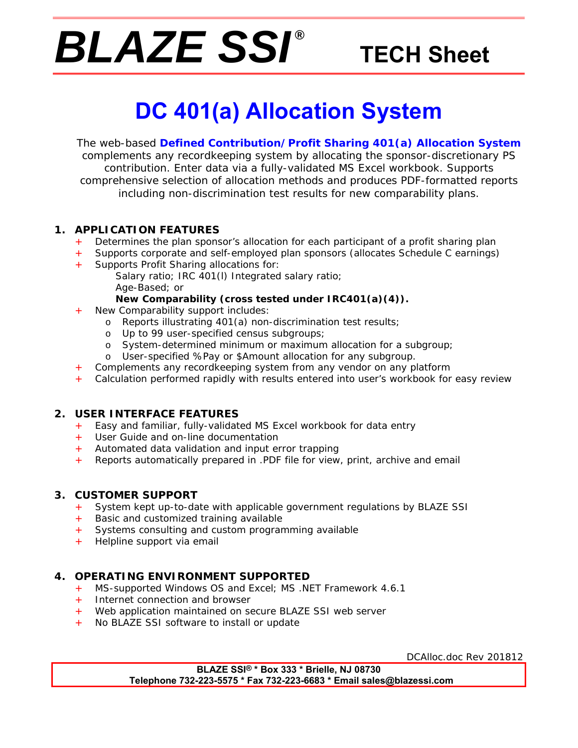# BLAZE SSI® TECH Sheet

## DC 401(a) Allocation System

The web-based **Defined Contribution/Profit Sharing 401(a) Allocation System** complements any recordkeeping system by allocating the sponsor-discretionary PS contribution. Enter data via a fully-validated MS Excel workbook. Supports comprehensive selection of allocation methods and produces PDF-formatted reports including non-discrimination test results for new comparability plans.

### 1. APPLICATION FEATURES

+ Determines the plan sponsor's allocation for each participant of a profit sharing plan
+ Supports corporate and self-employed plan sponsors (allocates Schedule C earnings)
+ Supports Profit Sharing allocations for:
  Salary ratio; IRC 401(l) Integrated salary ratio;
  Age-Based; or
  **New Comparability (cross tested under IRC401(a)(4)).**
+ New Comparability support includes:
  - Reports illustrating 401(a) non-discrimination test results;
  - Up to 99 user-specified census subgroups;
  - System-determined minimum or maximum allocation for a subgroup;
  - User-specified %Pay or $Amount allocation for any subgroup.
+ Complements any recordkeeping system from any vendor on any platform
+ Calculation performed rapidly with results entered into user's workbook for easy review

### 2. USER INTERFACE FEATURES

+ Easy and familiar, fully-validated MS Excel workbook for data entry
+ User Guide and on-line documentation
+ Automated data validation and input error trapping
+ Reports automatically prepared in .PDF file for view, print, archive and email

### 3. CUSTOMER SUPPORT

+ System kept up-to-date with applicable government regulations by BLAZE SSI
+ Basic and customized training available
+ Systems consulting and custom programming available
+ Helpline support via email

### 4. OPERATING ENVIRONMENT SUPPORTED

+ MS-supported Windows OS and Excel; MS .NET Framework 4.6.1
+ Internet connection and browser
+ Web application maintained on secure BLAZE SSI web server
+ No BLAZE SSI software to install or update

DCAlloc.doc Rev 201812

**BLAZE SSI® * Box 333 * Brielle, NJ 08730**
**Telephone 732-223-5575 * Fax 732-223-6683 * Email sales@blazessi.com**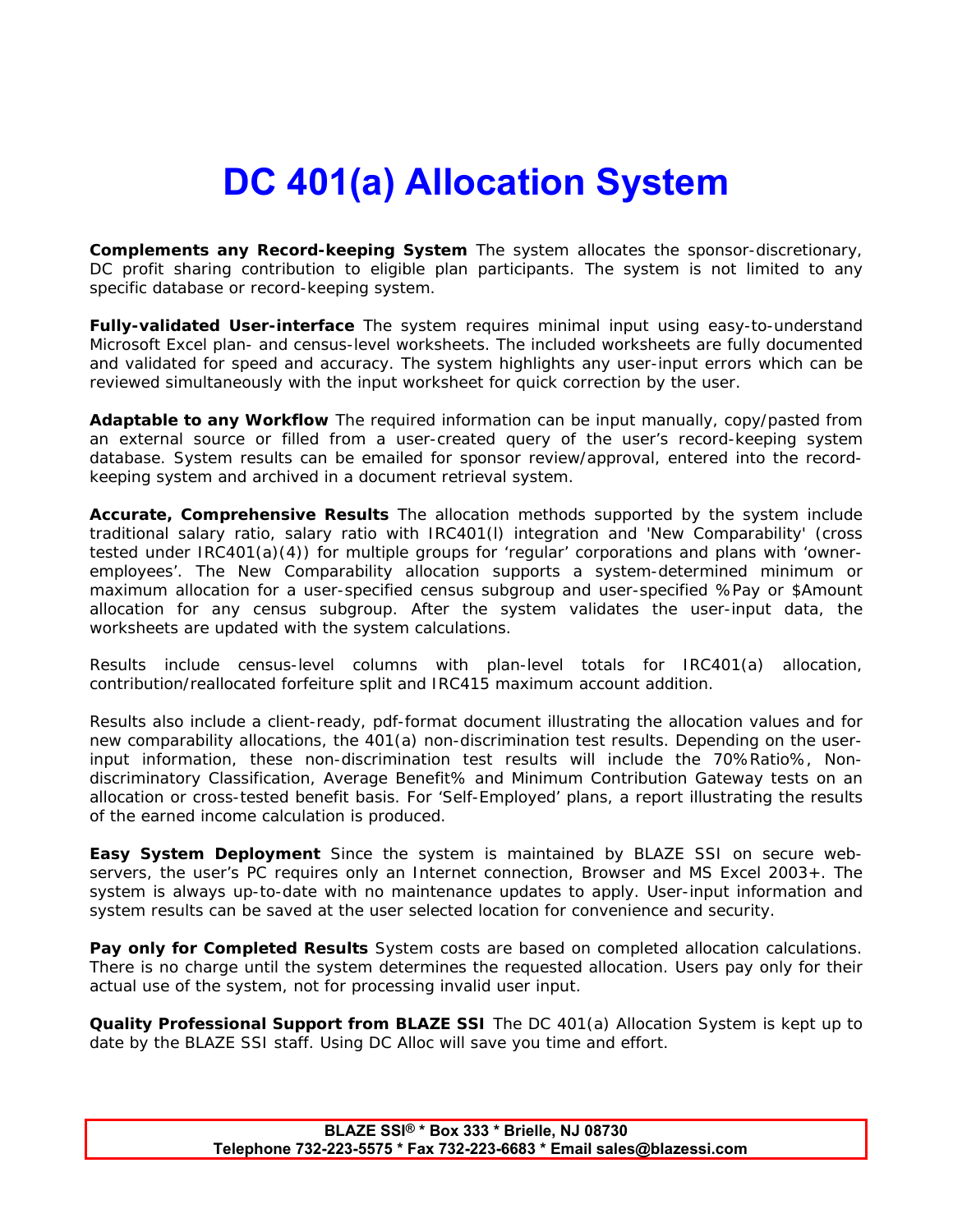# DC 401(a) Allocation System

**Complements any Record-keeping System** The system allocates the sponsor-discretionary, DC profit sharing contribution to eligible plan participants. The system is not limited to any specific database or record-keeping system.

**Fully-validated User-interface** The system requires minimal input using easy-to-understand Microsoft Excel plan- and census-level worksheets. The included worksheets are fully documented and validated for speed and accuracy. The system highlights any user-input errors which can be reviewed simultaneously with the input worksheet for quick correction by the user.

**Adaptable to any Workflow** The required information can be input manually, copy/pasted from an external source or filled from a user-created query of the user's record-keeping system database. System results can be emailed for sponsor review/approval, entered into the record-keeping system and archived in a document retrieval system.

**Accurate, Comprehensive Results** The allocation methods supported by the system include traditional salary ratio, salary ratio with IRC401(l) integration and 'New Comparability' (cross tested under IRC401(a)(4)) for multiple groups for 'regular' corporations and plans with 'owner-employees'. The New Comparability allocation supports a system-determined minimum or maximum allocation for a user-specified census subgroup and user-specified %Pay or $Amount allocation for any census subgroup. After the system validates the user-input data, the worksheets are updated with the system calculations.

Results include census-level columns with plan-level totals for IRC401(a) allocation, contribution/reallocated forfeiture split and IRC415 maximum account addition.

Results also include a client-ready, pdf-format document illustrating the allocation values and for new comparability allocations, the 401(a) non-discrimination test results. Depending on the user-input information, these non-discrimination test results will include the 70%Ratio%, Non-discriminatory Classification, Average Benefit% and Minimum Contribution Gateway tests on an allocation or cross-tested benefit basis. For 'Self-Employed' plans, a report illustrating the results of the earned income calculation is produced.

**Easy System Deployment** Since the system is maintained by BLAZE SSI on secure web-servers, the user's PC requires only an Internet connection, Browser and MS Excel 2003+. The system is always up-to-date with no maintenance updates to apply. User-input information and system results can be saved at the user selected location for convenience and security.

**Pay only for Completed Results** System costs are based on completed allocation calculations. There is no charge until the system determines the requested allocation. Users pay only for their actual use of the system, not for processing invalid user input.

**Quality Professional Support from BLAZE SSI** The DC 401(a) Allocation System is kept up to date by the BLAZE SSI staff. Using DC Alloc will save you time and effort.

**BLAZE SSI® * Box 333 * Brielle, NJ 08730**
**Telephone 732-223-5575 * Fax 732-223-6683 * Email sales@blazessi.com**